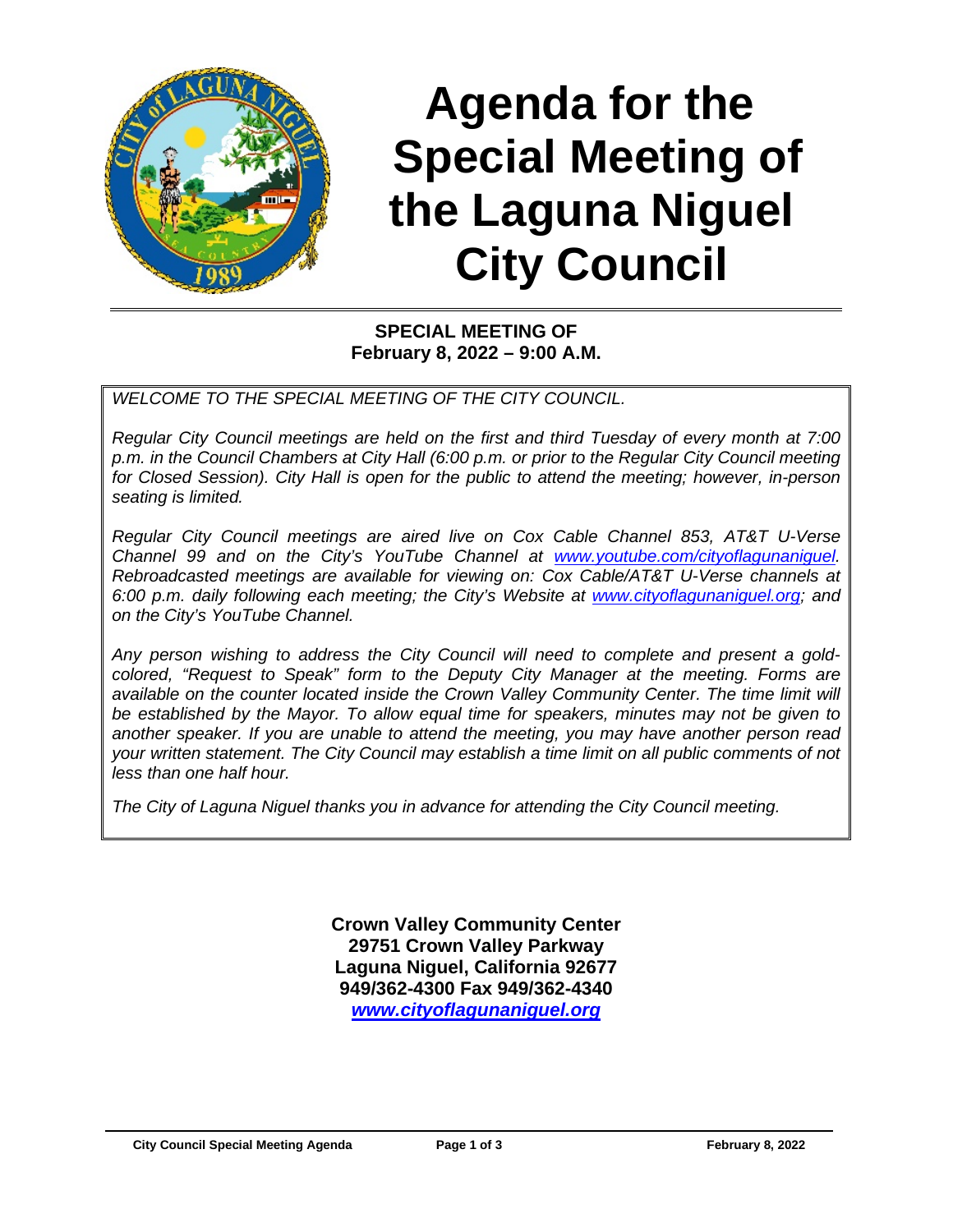# Agenda for the Special Meeting of the Laguna Niguel City Council

**SPECIAL MEETING OF**
**February 8, 2022 – 9:00 A.M.**

*WELCOME TO THE SPECIAL MEETING OF THE CITY COUNCIL.*

*Regular City Council meetings are held on the first and third Tuesday of every month at 7:00 p.m. in the Council Chambers at City Hall (6:00 p.m. or prior to the Regular City Council meeting for Closed Session). City Hall is open for the public to attend the meeting; however, in-person seating is limited.*

*Regular City Council meetings are aired live on Cox Cable Channel 853, AT&T U-Verse Channel 99 and on the City's YouTube Channel at [www.youtube.com/cityoflagunaniguel](www.youtube.com/cityoflagunaniguel). Rebroadcasted meetings are available for viewing on: Cox Cable/AT&T U-Verse channels at 6:00 p.m. daily following each meeting; the City's Website at [www.cityoflagunaniguel.org](www.cityoflagunaniguel.org); and on the City's YouTube Channel.*

*Any person wishing to address the City Council will need to complete and present a gold-colored, "Request to Speak" form to the Deputy City Manager at the meeting. Forms are available on the counter located inside the Crown Valley Community Center. The time limit will be established by the Mayor. To allow equal time for speakers, minutes may not be given to another speaker. If you are unable to attend the meeting, you may have another person read your written statement. The City Council may establish a time limit on all public comments of not less than one half hour.*

*The City of Laguna Niguel thanks you in advance for attending the City Council meeting.*

**Crown Valley Community Center**
**29751 Crown Valley Parkway**
**Laguna Niguel, California 92677**
**949/362-4300 Fax 949/362-4340**
***[www.cityoflagunaniguel.org](www.cityoflagunaniguel.org)***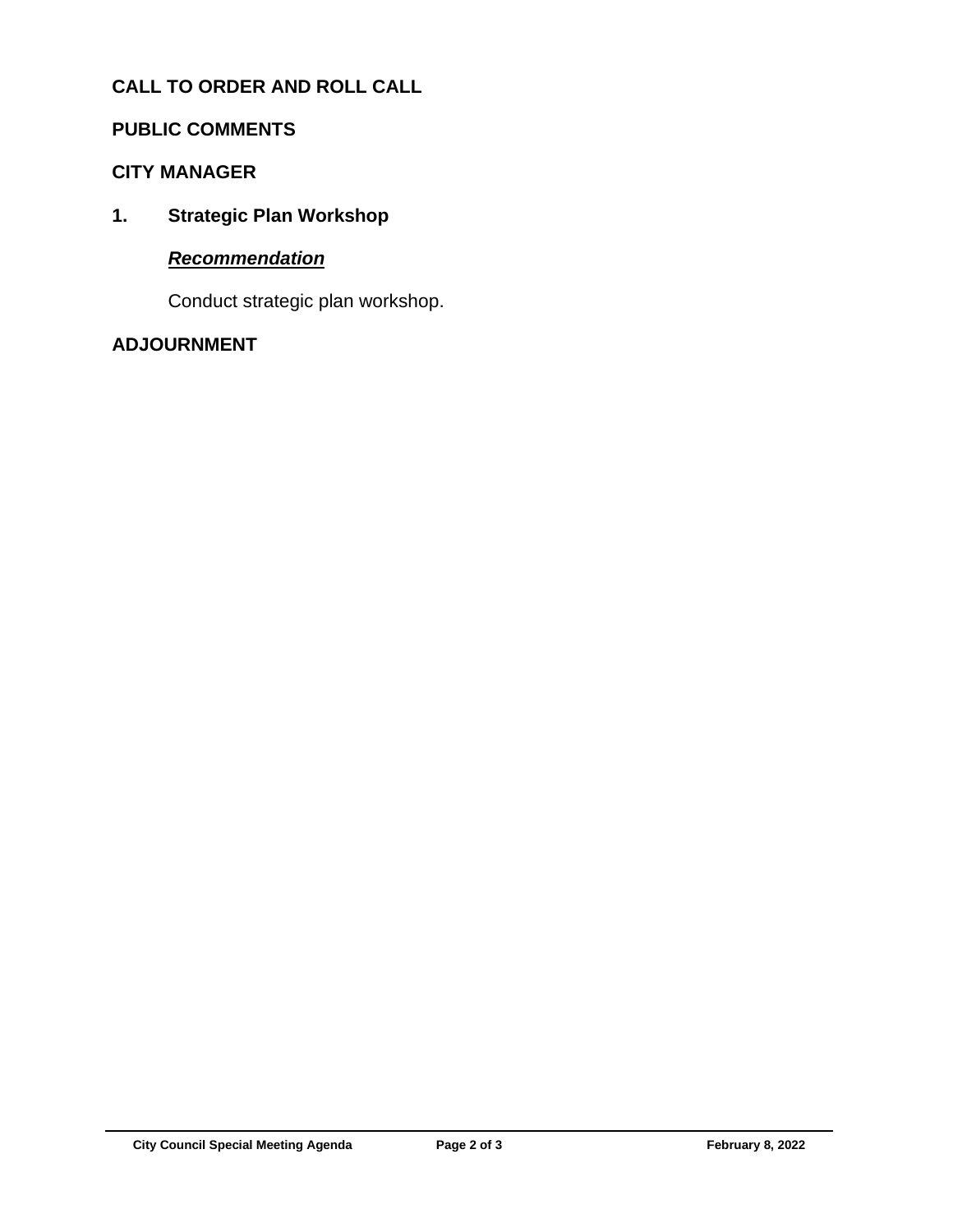## CALL TO ORDER AND ROLL CALL

## PUBLIC COMMENTS

## CITY MANAGER

### 1. Strategic Plan Workshop

***Recommendation***

Conduct strategic plan workshop.

## ADJOURNMENT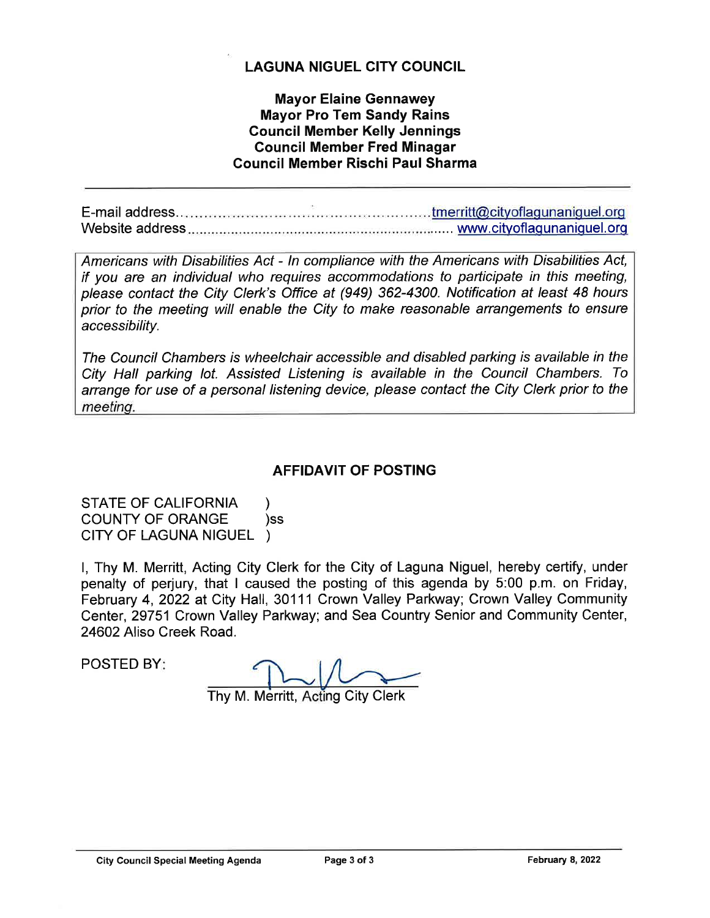**LAGUNA NIGUEL CITY COUNCIL**

**Mayor Elaine Gennawey**
**Mayor Pro Tem Sandy Rains**
**Council Member Kelly Jennings**
**Council Member Fred Minagar**
**Council Member Rischi Paul Sharma**

---

E-mail address.......................................................tmerritt@cityoflagunaniguel.org
Website address...................................................................www.cityoflagunaniguel.org

*Americans with Disabilities Act - In compliance with the Americans with Disabilities Act, if you are an individual who requires accommodations to participate in this meeting, please contact the City Clerk's Office at (949) 362-4300. Notification at least 48 hours prior to the meeting will enable the City to make reasonable arrangements to ensure accessibility.*

*The Council Chambers is wheelchair accessible and disabled parking is available in the City Hall parking lot. Assisted Listening is available in the Council Chambers. To arrange for use of a personal listening device, please contact the City Clerk prior to the meeting.*

## AFFIDAVIT OF POSTING

STATE OF CALIFORNIA )
COUNTY OF ORANGE )ss
CITY OF LAGUNA NIGUEL )

I, Thy M. Merritt, Acting City Clerk for the City of Laguna Niguel, hereby certify, under penalty of perjury, that I caused the posting of this agenda by 5:00 p.m. on Friday, February 4, 2022 at City Hall, 30111 Crown Valley Parkway; Crown Valley Community Center, 29751 Crown Valley Parkway; and Sea Country Senior and Community Center, 24602 Aliso Creek Road.

POSTED BY:

Thy M. Merritt, Acting City Clerk